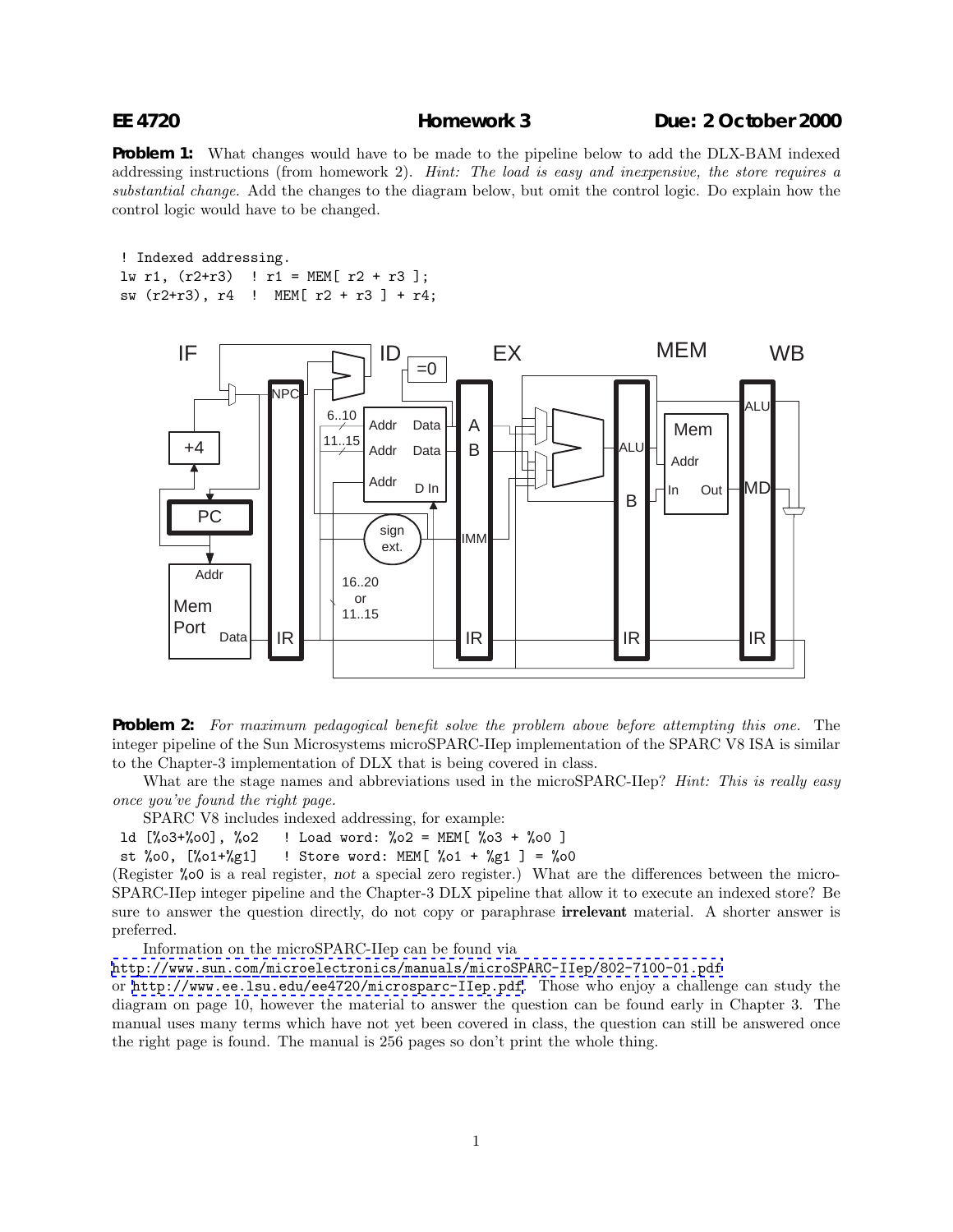**EE 4720** **Homework 3** **Due: 2 October 2000**

**Problem 1:** What changes would have to be made to the pipeline below to add the DLX-BAM indexed addressing instructions (from homework 2). *Hint: The load is easy and inexpensive, the store requires a substantial change.* Add the changes to the diagram below, but omit the control logic. Do explain how the control logic would have to be changed.

```
! Indexed addressing.
lw r1, (r2+r3)   ! r1 = MEM[ r2 + r3 ];
sw (r2+r3), r4   !  MEM[ r2 + r3 ] + r4;
```

**Problem 2:** *For maximum pedagogical benefit solve the problem above before attempting this one.* The integer pipeline of the Sun Microsystems microSPARC-IIep implementation of the SPARC V8 ISA is similar to the Chapter-3 implementation of DLX that is being covered in class.

What are the stage names and abbreviations used in the microSPARC-IIep? *Hint: This is really easy once you've found the right page.*

SPARC V8 includes indexed addressing, for example:

```
ld [%o3+%o0], %o2    ! Load word: %o2 = MEM[ %o3 + %o0 ]
st %o0, [%o1+%g1]    ! Store word: MEM[ %o1 + %g1 ] = %o0
```

(Register `%o0` is a real register, *not* a special zero register.) What are the differences between the microSPARC-IIep integer pipeline and the Chapter-3 DLX pipeline that allow it to execute an indexed store? Be sure to answer the question directly, do not copy or paraphrase **irrelevant** material. A shorter answer is preferred.

Information on the microSPARC-IIep can be found via http://www.sun.com/microelectronics/manuals/microSPARC-IIep/802-7100-01.pdf or http://www.ee.lsu.edu/ee4720/microsparc-IIep.pdf. Those who enjoy a challenge can study the diagram on page 10, however the material to answer the question can be found early in Chapter 3. The manual uses many terms which have not yet been covered in class, the question can still be answered once the right page is found. The manual is 256 pages so don't print the whole thing.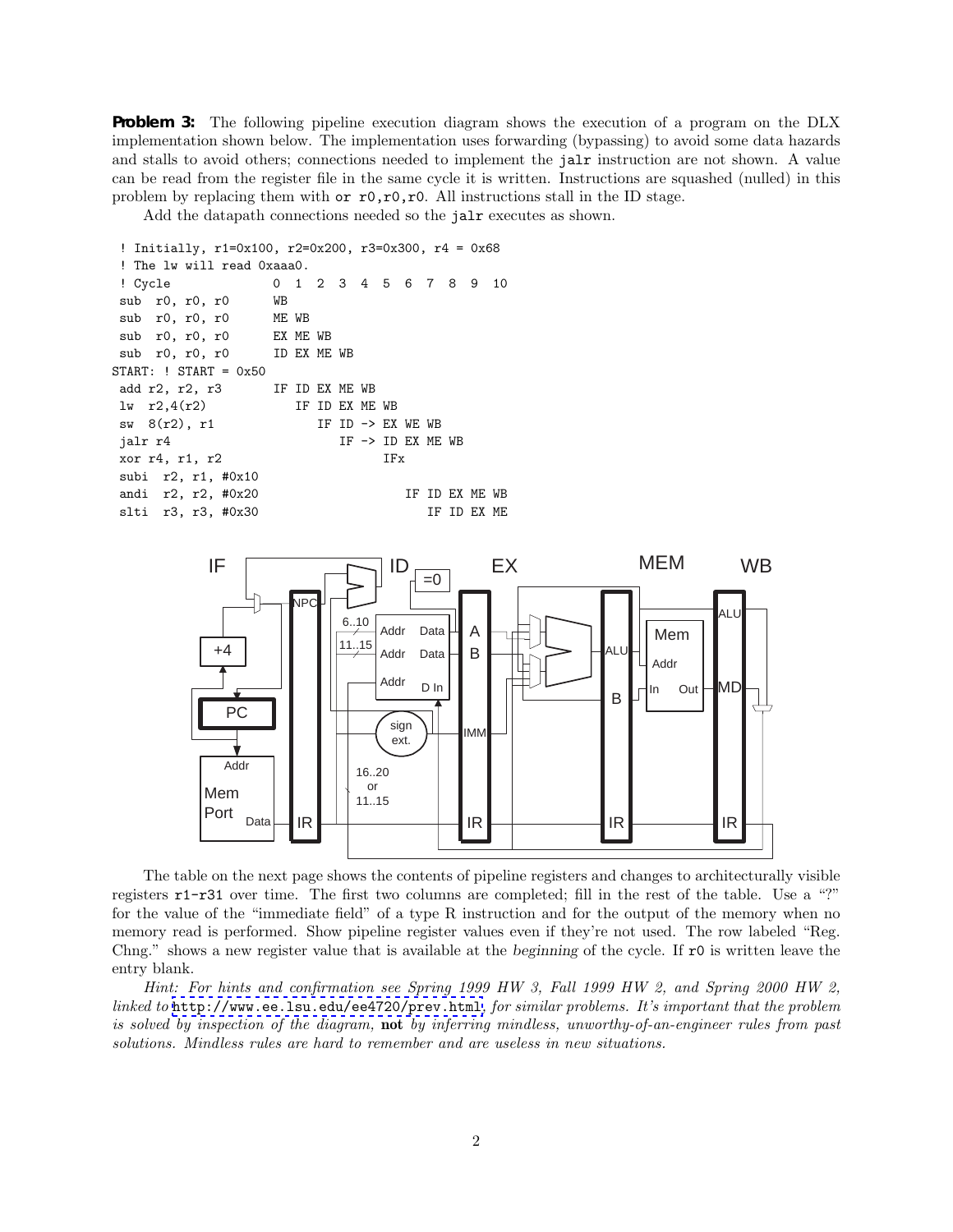**Problem 3:** The following pipeline execution diagram shows the execution of a program on the DLX implementation shown below. The implementation uses forwarding (bypassing) to avoid some data hazards and stalls to avoid others; connections needed to implement the `jalr` instruction are not shown. A value can be read from the register file in the same cycle it is written. Instructions are squashed (nulled) in this problem by replacing them with `or r0,r0,r0`. All instructions stall in the ID stage.

Add the datapath connections needed so the `jalr` executes as shown.

```
 ! Initially, r1=0x100, r2=0x200, r3=0x300, r4 = 0x68
 ! The lw will read 0xaaa0.
 ! Cycle              0  1  2  3  4  5  6  7  8  9  10
 sub  r0, r0, r0      WB
 sub  r0, r0, r0      ME WB
 sub  r0, r0, r0      EX ME WB
 sub  r0, r0, r0      ID EX ME WB
START: ! START = 0x50
 add r2, r2, r3       IF ID EX ME WB
 lw  r2,4(r2)            IF ID EX ME WB
 sw  8(r2), r1              IF ID -> EX WE WB
 jalr r4                       IF -> ID EX ME WB
 xor r4, r1, r2                         IFx
 subi  r2, r1, #0x10
 andi  r2, r2, #0x20                       IF ID EX ME WB
 slti  r3, r3, #0x30                          IF ID EX ME
```

The table on the next page shows the contents of pipeline registers and changes to architecturally visible registers r1-r31 over time. The first two columns are completed; fill in the rest of the table. Use a "?" for the value of the "immediate field" of a type R instruction and for the output of the memory when no memory read is performed. Show pipeline register values even if they're not used. The row labeled "Reg. Chng." shows a new register value that is available at the *beginning* of the cycle. If `r0` is written leave the entry blank.

*Hint: For hints and confirmation see Spring 1999 HW 3, Fall 1999 HW 2, and Spring 2000 HW 2, linked to* `http://www.ee.lsu.edu/ee4720/prev.html`*, for similar problems. It's important that the problem is solved by inspection of the diagram,* **not** *by inferring mindless, unworthy-of-an-engineer rules from past solutions. Mindless rules are hard to remember and are useless in new situations.*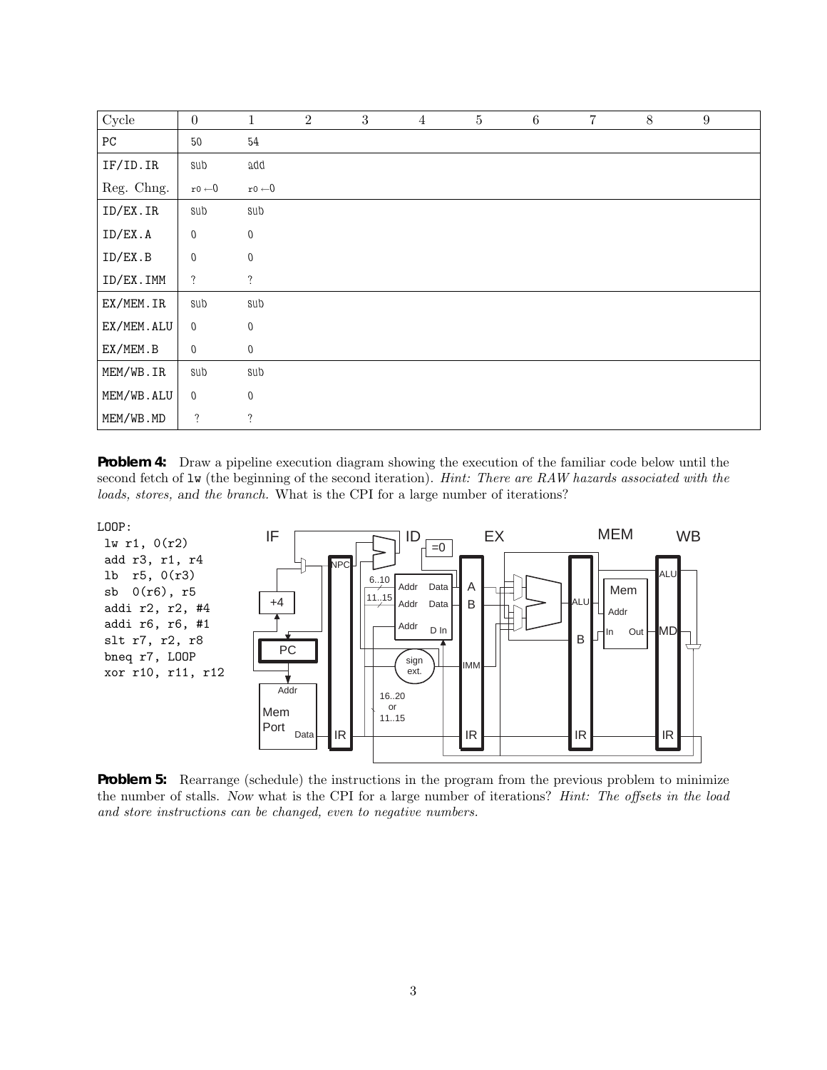| Cycle | 0 | 1 | 2 | 3 | 4 | 5 | 6 | 7 | 8 | 9 |
|---|---|---|---|---|---|---|---|---|---|---|
| PC | 50 | 54 | | | | | | | | |
| IF/ID.IR | sub | add | | | | | | | | |
| Reg. Chng. | r0 ← 0 | r0 ← 0 | | | | | | | | |
| ID/EX.IR | sub | sub | | | | | | | | |
| ID/EX.A | 0 | 0 | | | | | | | | |
| ID/EX.B | 0 | 0 | | | | | | | | |
| ID/EX.IMM | ? | ? | | | | | | | | |
| EX/MEM.IR | sub | sub | | | | | | | | |
| EX/MEM.ALU | 0 | 0 | | | | | | | | |
| EX/MEM.B | 0 | 0 | | | | | | | | |
| MEM/WB.IR | sub | sub | | | | | | | | |
| MEM/WB.ALU | 0 | 0 | | | | | | | | |
| MEM/WB.MD | ? | ? | | | | | | | | |

**Problem 4:** Draw a pipeline execution diagram showing the execution of the familiar code below until the second fetch of `lw` (the beginning of the second iteration). *Hint: There are RAW hazards associated with the loads, stores,* and *the branch.* What is the CPI for a large number of iterations?

```
LOOP:
 lw r1, 0(r2)
 add r3, r1, r4
 lb  r5, 0(r3)
 sb  0(r6), r5
 addi r2, r2, #4
 addi r6, r6, #1
 slt r7, r2, r8
 bneq r7, LOOP
 xor r10, r11, r12
```

IF
ID
EX
MEM
WB
=0
NPC
+4
PC
Addr
Mem
Port
Data
IR
6..10
11..15
Addr
Data
Addr
Data
Addr
D In
A
B
sign
ext.
IMM
16..20
or
11..15
IR
ALU
B
IR
Mem
Addr
In
Out
ALU
MD
IR

**Problem 5:** Rearrange (schedule) the instructions in the program from the previous problem to minimize the number of stalls. *Now* what is the CPI for a large number of iterations? *Hint: The offsets in the load and store instructions can be changed, even to negative numbers.*